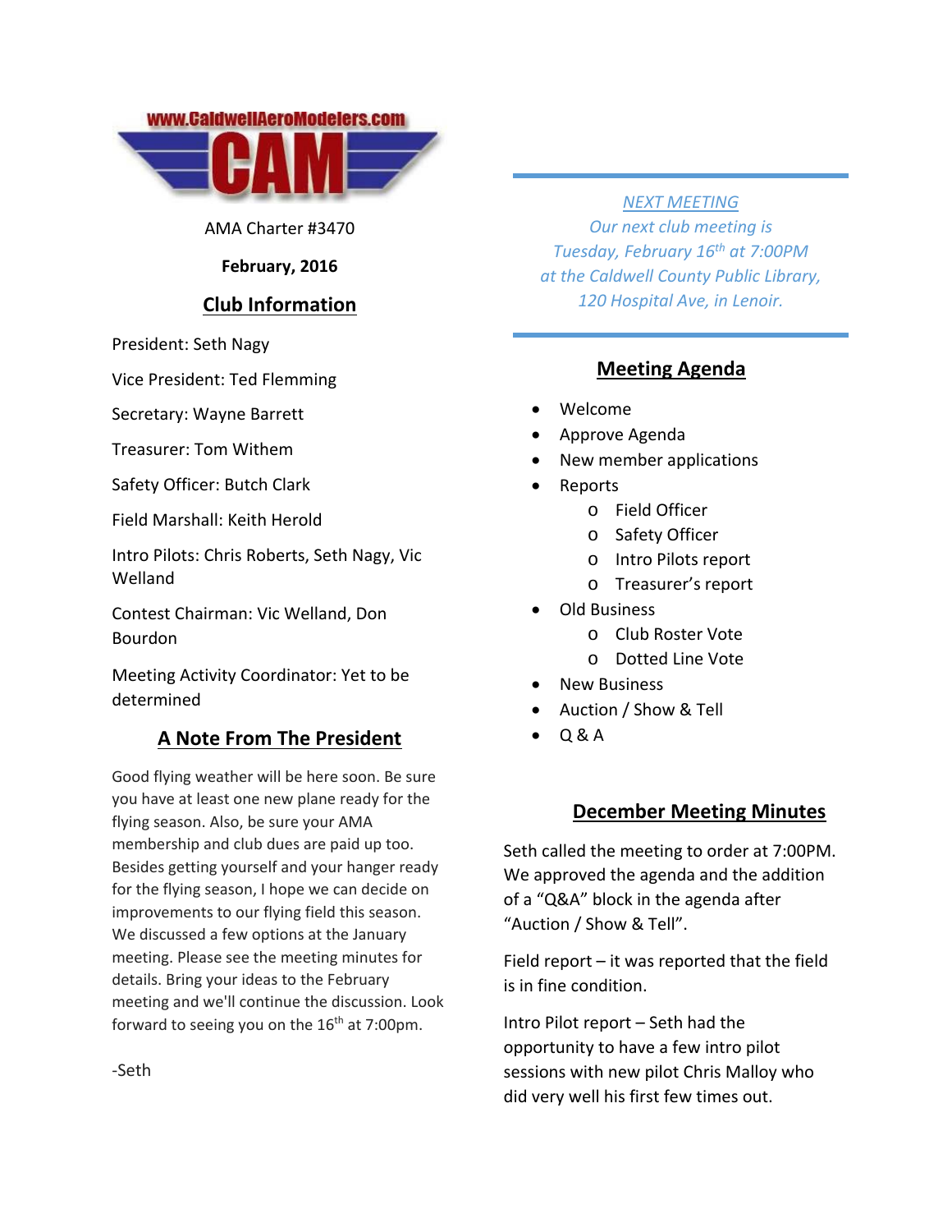www.CaldwellAeroModelers.com

CAM

AMA Charter #3470

**February, 2016**

## Club Information

President: Seth Nagy

Vice President: Ted Flemming

Secretary: Wayne Barrett

Treasurer: Tom Withem

Safety Officer: Butch Clark

Field Marshall: Keith Herold

Intro Pilots: Chris Roberts, Seth Nagy, Vic Welland

Contest Chairman: Vic Welland, Don Bourdon

Meeting Activity Coordinator: Yet to be determined

## A Note From The President

Good flying weather will be here soon. Be sure you have at least one new plane ready for the flying season. Also, be sure your AMA membership and club dues are paid up too. Besides getting yourself and your hanger ready for the flying season, I hope we can decide on improvements to our flying field this season. We discussed a few options at the January meeting. Please see the meeting minutes for details. Bring your ideas to the February meeting and we'll continue the discussion. Look forward to seeing you on the 16th at 7:00pm.

-Seth

*NEXT MEETING*

*Our next club meeting is Tuesday, February 16th at 7:00PM at the Caldwell County Public Library, 120 Hospital Ave, in Lenoir.*

## Meeting Agenda

- Welcome
- Approve Agenda
- New member applications
- Reports
  - Field Officer
  - Safety Officer
  - Intro Pilots report
  - Treasurer's report
- Old Business
  - Club Roster Vote
  - Dotted Line Vote
- New Business
- Auction / Show & Tell
- Q & A

## December Meeting Minutes

Seth called the meeting to order at 7:00PM. We approved the agenda and the addition of a "Q&A" block in the agenda after "Auction / Show & Tell".

Field report – it was reported that the field is in fine condition.

Intro Pilot report – Seth had the opportunity to have a few intro pilot sessions with new pilot Chris Malloy who did very well his first few times out.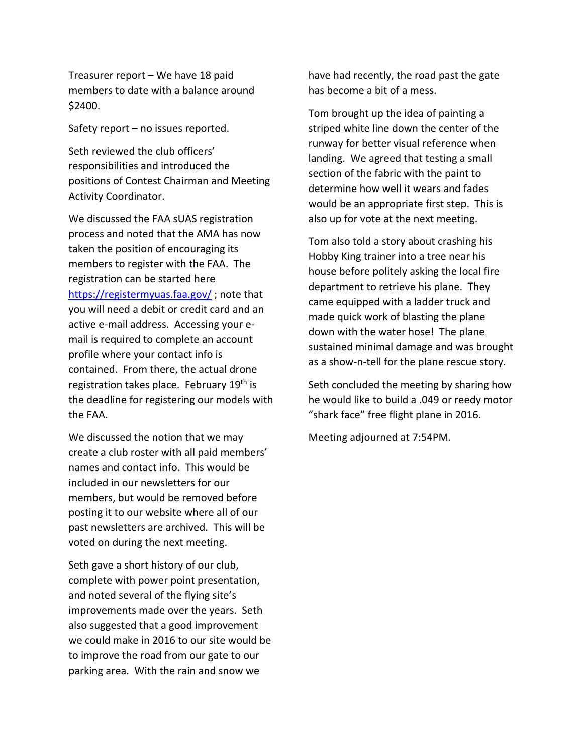Treasurer report – We have 18 paid members to date with a balance around $2400.

Safety report – no issues reported.

Seth reviewed the club officers' responsibilities and introduced the positions of Contest Chairman and Meeting Activity Coordinator.

We discussed the FAA sUAS registration process and noted that the AMA has now taken the position of encouraging its members to register with the FAA. The registration can be started here https://registermyuas.faa.gov/ ; note that you will need a debit or credit card and an active e-mail address. Accessing your e-mail is required to complete an account profile where your contact info is contained. From there, the actual drone registration takes place. February 19th is the deadline for registering our models with the FAA.

We discussed the notion that we may create a club roster with all paid members' names and contact info. This would be included in our newsletters for our members, but would be removed before posting it to our website where all of our past newsletters are archived. This will be voted on during the next meeting.

Seth gave a short history of our club, complete with power point presentation, and noted several of the flying site's improvements made over the years. Seth also suggested that a good improvement we could make in 2016 to our site would be to improve the road from our gate to our parking area. With the rain and snow we have had recently, the road past the gate has become a bit of a mess.

Tom brought up the idea of painting a striped white line down the center of the runway for better visual reference when landing. We agreed that testing a small section of the fabric with the paint to determine how well it wears and fades would be an appropriate first step. This is also up for vote at the next meeting.

Tom also told a story about crashing his Hobby King trainer into a tree near his house before politely asking the local fire department to retrieve his plane. They came equipped with a ladder truck and made quick work of blasting the plane down with the water hose! The plane sustained minimal damage and was brought as a show-n-tell for the plane rescue story.

Seth concluded the meeting by sharing how he would like to build a .049 or reedy motor "shark face" free flight plane in 2016.

Meeting adjourned at 7:54PM.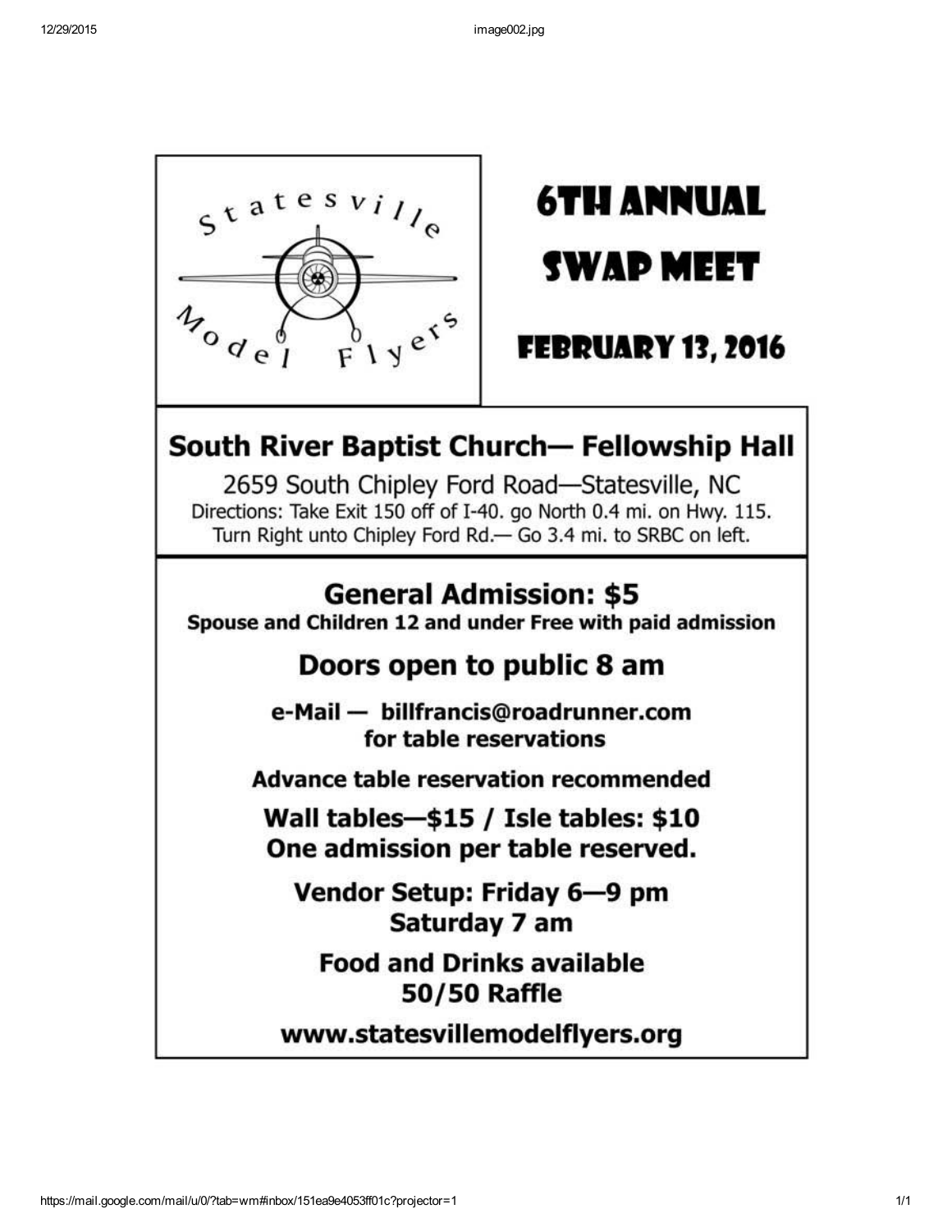Statesville Model Flyers

# 6TH ANNUAL SWAP MEET

## FEBRUARY 13, 2016

**South River Baptist Church— Fellowship Hall**

2659 South Chipley Ford Road—Statesville, NC

Directions: Take Exit 150 off of I-40. go North 0.4 mi. on Hwy. 115. Turn Right unto Chipley Ford Rd.— Go 3.4 mi. to SRBC on left.

**General Admission: $5**

**Spouse and Children 12 and under Free with paid admission**

**Doors open to public 8 am**

**e-Mail — billfrancis@roadrunner.com for table reservations**

**Advance table reservation recommended**

**Wall tables—$15 / Isle tables: $10**
**One admission per table reserved.**

**Vendor Setup: Friday 6—9 pm**
**Saturday 7 am**

**Food and Drinks available**
**50/50 Raffle**

**www.statesvillemodelflyers.org**